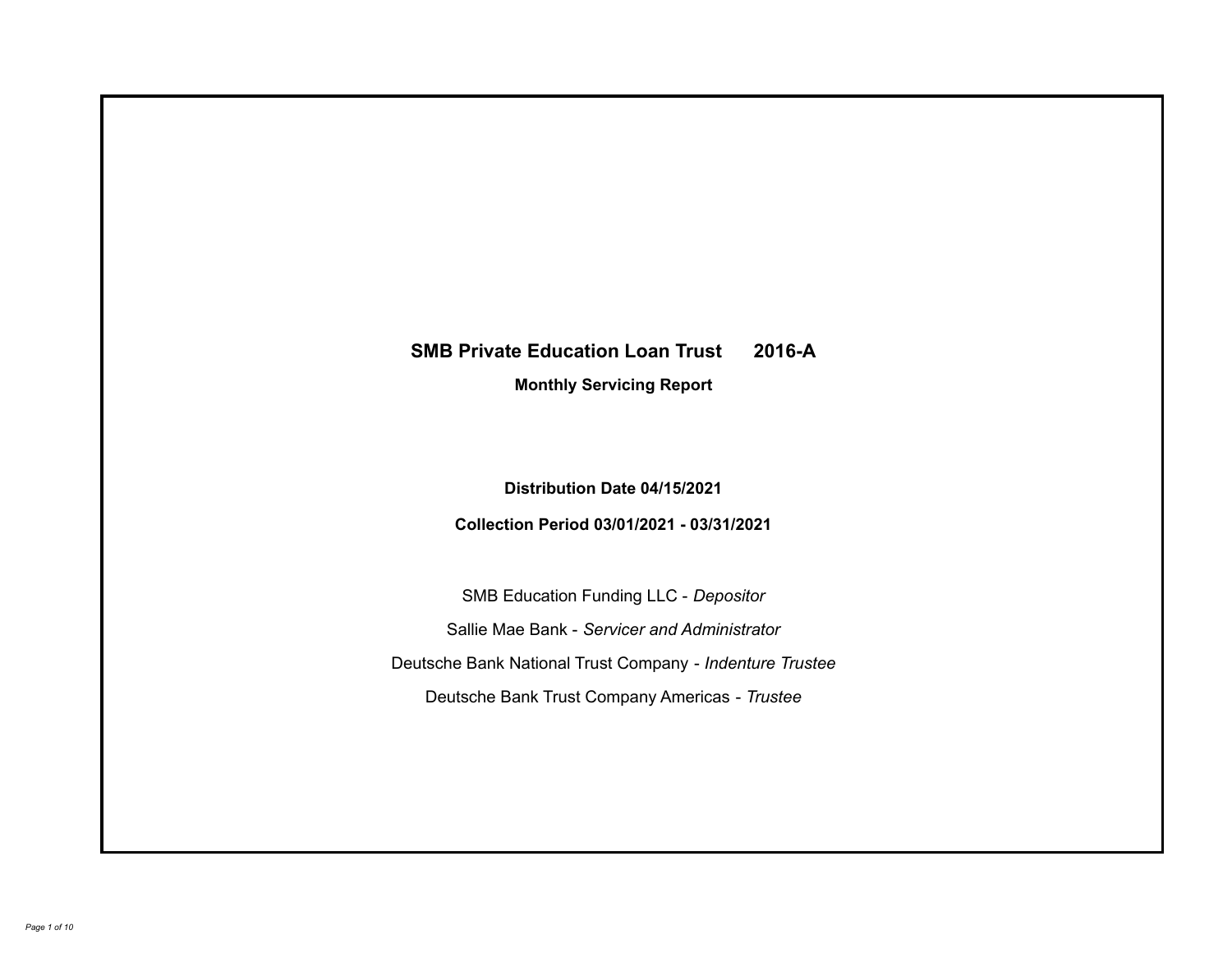# SMB Private Education Loan Trust 2016-A

## Monthly Servicing Report

**Distribution Date 04/15/2021**

**Collection Period 03/01/2021 - 03/31/2021**

SMB Education Funding LLC - *Depositor*

Sallie Mae Bank - *Servicer and Administrator*

Deutsche Bank National Trust Company - *Indenture Trustee*

Deutsche Bank Trust Company Americas - *Trustee*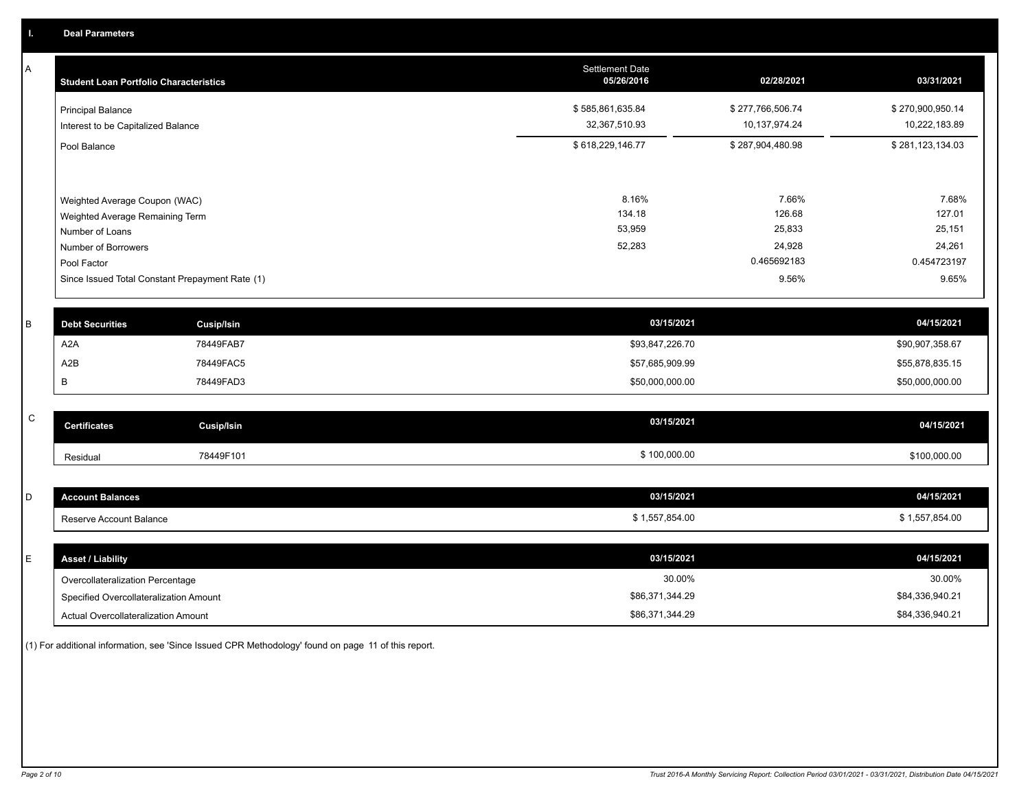## I. Deal Parameters

### A

| Student Loan Portfolio Characteristics | Settlement Date 05/26/2016 | 02/28/2021 | 03/31/2021 |
|---|---|---|---|
| Principal Balance | $ 585,861,635.84 | $ 277,766,506.74 | $ 270,900,950.14 |
| Interest to be Capitalized Balance | 32,367,510.93 | 10,137,974.24 | 10,222,183.89 |
| Pool Balance | $ 618,229,146.77 | $ 287,904,480.98 | $ 281,123,134.03 |
| Weighted Average Coupon (WAC) | 8.16% | 7.66% | 7.68% |
| Weighted Average Remaining Term | 134.18 | 126.68 | 127.01 |
| Number of Loans | 53,959 | 25,833 | 25,151 |
| Number of Borrowers | 52,283 | 24,928 | 24,261 |
| Pool Factor | | 0.465692183 | 0.454723197 |
| Since Issued Total Constant Prepayment Rate (1) | | 9.56% | 9.65% |

### B

| Debt Securities | Cusip/Isin | 03/15/2021 | 04/15/2021 |
|---|---|---|---|
| A2A | 78449FAB7 | $93,847,226.70 | $90,907,358.67 |
| A2B | 78449FAC5 | $57,685,909.99 | $55,878,835.15 |
| B | 78449FAD3 | $50,000,000.00 | $50,000,000.00 |

### C

| Certificates | Cusip/Isin | 03/15/2021 | 04/15/2021 |
|---|---|---|---|
| Residual | 78449F101 | $ 100,000.00 | $100,000.00 |

### D

| Account Balances | 03/15/2021 | 04/15/2021 |
|---|---|---|
| Reserve Account Balance | $ 1,557,854.00 | $ 1,557,854.00 |

### E

| Asset / Liability | 03/15/2021 | 04/15/2021 |
|---|---|---|
| Overcollateralization Percentage | 30.00% | 30.00% |
| Specified Overcollateralization Amount | $86,371,344.29 | $84,336,940.21 |
| Actual Overcollateralization Amount | $86,371,344.29 | $84,336,940.21 |

(1) For additional information, see 'Since Issued CPR Methodology' found on page 11 of this report.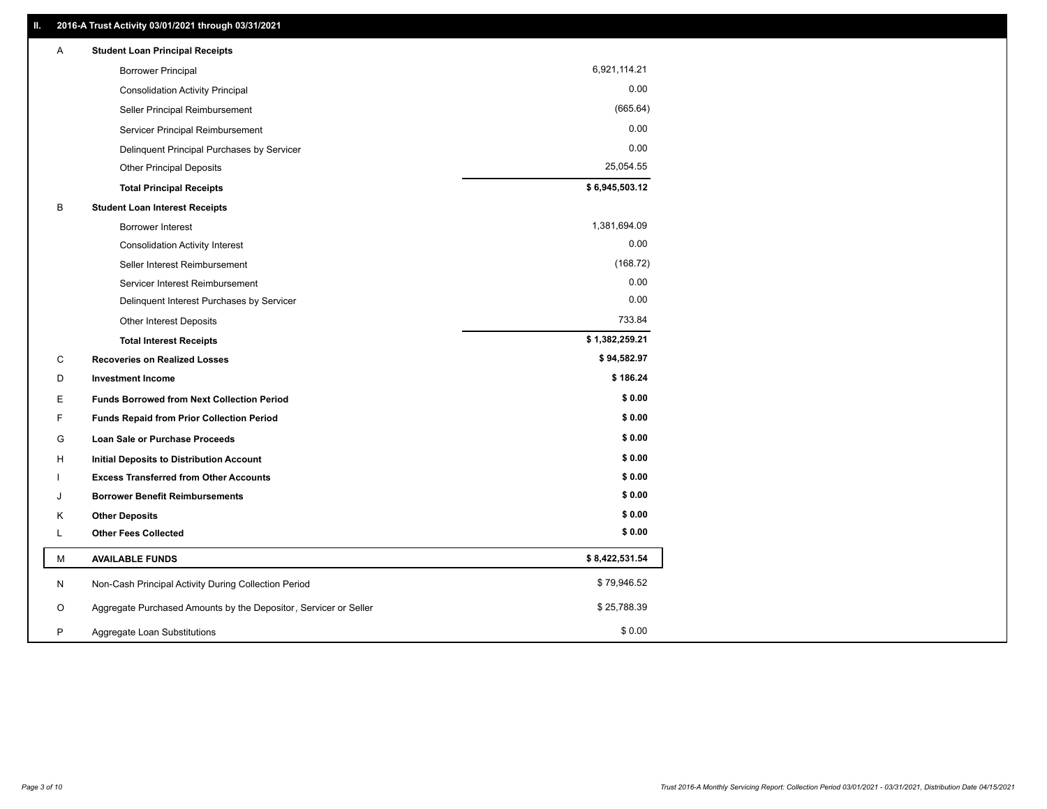## II. 2016-A Trust Activity 03/01/2021 through 03/31/2021

| | | |
|---|---|---|
| A | **Student Loan Principal Receipts** | |
| | Borrower Principal | 6,921,114.21 |
| | Consolidation Activity Principal | 0.00 |
| | Seller Principal Reimbursement | (665.64) |
| | Servicer Principal Reimbursement | 0.00 |
| | Delinquent Principal Purchases by Servicer | 0.00 |
| | Other Principal Deposits | 25,054.55 |
| | **Total Principal Receipts** | **$ 6,945,503.12** |
| B | **Student Loan Interest Receipts** | |
| | Borrower Interest | 1,381,694.09 |
| | Consolidation Activity Interest | 0.00 |
| | Seller Interest Reimbursement | (168.72) |
| | Servicer Interest Reimbursement | 0.00 |
| | Delinquent Interest Purchases by Servicer | 0.00 |
| | Other Interest Deposits | 733.84 |
| | **Total Interest Receipts** | **$ 1,382,259.21** |
| C | **Recoveries on Realized Losses** | **$ 94,582.97** |
| D | **Investment Income** | **$ 186.24** |
| E | **Funds Borrowed from Next Collection Period** | **$ 0.00** |
| F | **Funds Repaid from Prior Collection Period** | **$ 0.00** |
| G | **Loan Sale or Purchase Proceeds** | **$ 0.00** |
| H | **Initial Deposits to Distribution Account** | **$ 0.00** |
| I | **Excess Transferred from Other Accounts** | **$ 0.00** |
| J | **Borrower Benefit Reimbursements** | **$ 0.00** |
| K | **Other Deposits** | **$ 0.00** |
| L | **Other Fees Collected** | **$ 0.00** |
| M | **AVAILABLE FUNDS** | **$ 8,422,531.54** |
| N | Non-Cash Principal Activity During Collection Period | $ 79,946.52 |
| O | Aggregate Purchased Amounts by the Depositor, Servicer or Seller | $ 25,788.39 |
| P | Aggregate Loan Substitutions | $ 0.00 |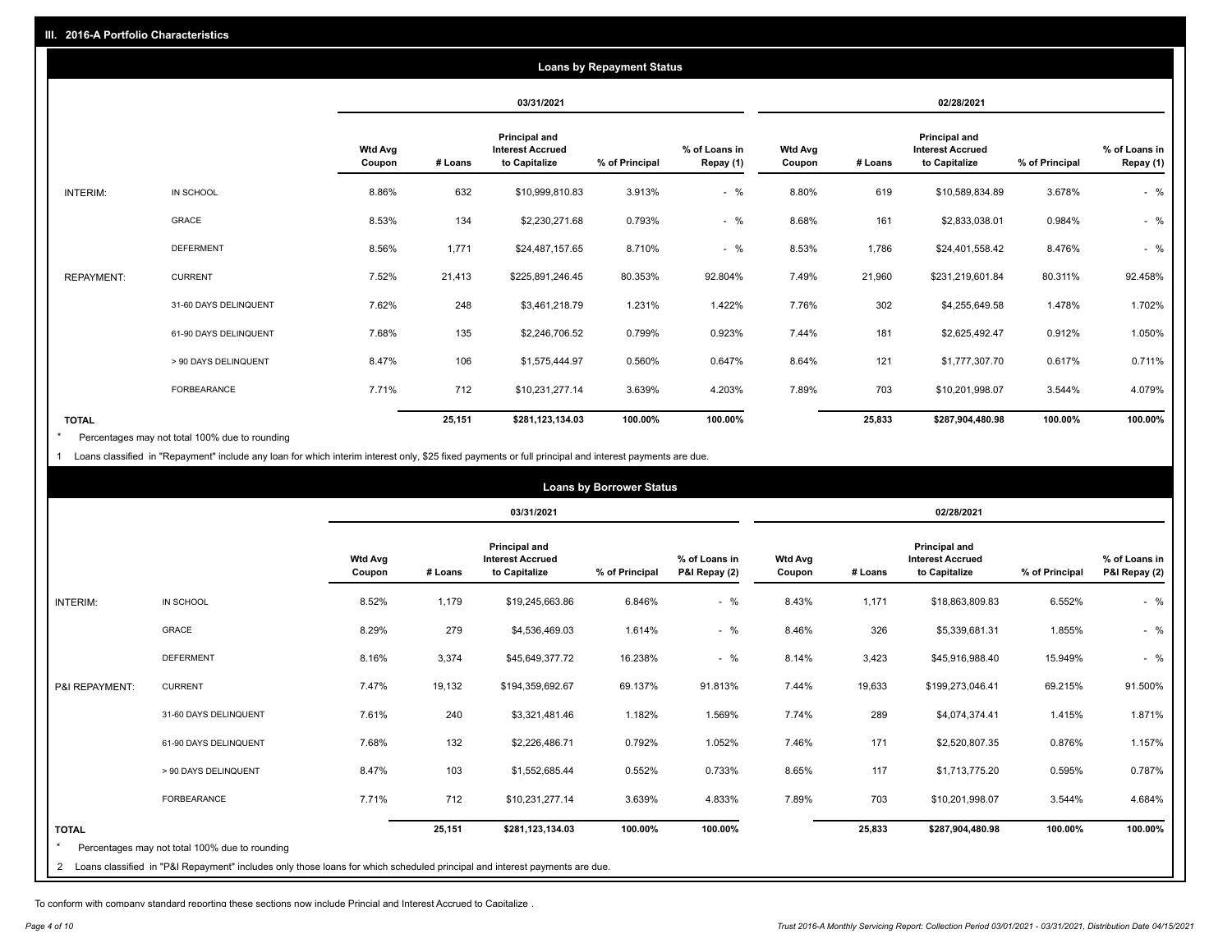## III. 2016-A Portfolio Characteristics

### Loans by Repayment Status

| | | 03/31/2021 | | | | | 02/28/2021 | | | | |
|---|---|---|---|---|---|---|---|---|---|---|---|
| | | Wtd Avg Coupon | # Loans | Principal and Interest Accrued to Capitalize | % of Principal | % of Loans in Repay (1) | Wtd Avg Coupon | # Loans | Principal and Interest Accrued to Capitalize | % of Principal | % of Loans in Repay (1) |
| INTERIM: | IN SCHOOL | 8.86% | 632 | $10,999,810.83 | 3.913% | - % | 8.80% | 619 | $10,589,834.89 | 3.678% | - % |
| | GRACE | 8.53% | 134 | $2,230,271.68 | 0.793% | - % | 8.68% | 161 | $2,833,038.01 | 0.984% | - % |
| | DEFERMENT | 8.56% | 1,771 | $24,487,157.65 | 8.710% | - % | 8.53% | 1,786 | $24,401,558.42 | 8.476% | - % |
| REPAYMENT: | CURRENT | 7.52% | 21,413 | $225,891,246.45 | 80.353% | 92.804% | 7.49% | 21,960 | $231,219,601.84 | 80.311% | 92.458% |
| | 31-60 DAYS DELINQUENT | 7.62% | 248 | $3,461,218.79 | 1.231% | 1.422% | 7.76% | 302 | $4,255,649.58 | 1.478% | 1.702% |
| | 61-90 DAYS DELINQUENT | 7.68% | 135 | $2,246,706.52 | 0.799% | 0.923% | 7.44% | 181 | $2,625,492.47 | 0.912% | 1.050% |
| | > 90 DAYS DELINQUENT | 8.47% | 106 | $1,575,444.97 | 0.560% | 0.647% | 8.64% | 121 | $1,777,307.70 | 0.617% | 0.711% |
| | FORBEARANCE | 7.71% | 712 | $10,231,277.14 | 3.639% | 4.203% | 7.89% | 703 | $10,201,998.07 | 3.544% | 4.079% |
| TOTAL | | | 25,151 | $281,123,134.03 | 100.00% | 100.00% | | 25,833 | $287,904,480.98 | 100.00% | 100.00% |

\* Percentages may not total 100% due to rounding

1 Loans classified in "Repayment" include any loan for which interim interest only, $25 fixed payments or full principal and interest payments are due.

### Loans by Borrower Status

| | | 03/31/2021 | | | | | 02/28/2021 | | | | |
|---|---|---|---|---|---|---|---|---|---|---|---|
| | | Wtd Avg Coupon | # Loans | Principal and Interest Accrued to Capitalize | % of Principal | % of Loans in P&I Repay (2) | Wtd Avg Coupon | # Loans | Principal and Interest Accrued to Capitalize | % of Principal | % of Loans in P&I Repay (2) |
| INTERIM: | IN SCHOOL | 8.52% | 1,179 | $19,245,663.86 | 6.846% | - % | 8.43% | 1,171 | $18,863,809.83 | 6.552% | - % |
| | GRACE | 8.29% | 279 | $4,536,469.03 | 1.614% | - % | 8.46% | 326 | $5,339,681.31 | 1.855% | - % |
| | DEFERMENT | 8.16% | 3,374 | $45,649,377.72 | 16.238% | - % | 8.14% | 3,423 | $45,916,988.40 | 15.949% | - % |
| P&I REPAYMENT: | CURRENT | 7.47% | 19,132 | $194,359,692.67 | 69.137% | 91.813% | 7.44% | 19,633 | $199,273,046.41 | 69.215% | 91.500% |
| | 31-60 DAYS DELINQUENT | 7.61% | 240 | $3,321,481.46 | 1.182% | 1.569% | 7.74% | 289 | $4,074,374.41 | 1.415% | 1.871% |
| | 61-90 DAYS DELINQUENT | 7.68% | 132 | $2,226,486.71 | 0.792% | 1.052% | 7.46% | 171 | $2,520,807.35 | 0.876% | 1.157% |
| | > 90 DAYS DELINQUENT | 8.47% | 103 | $1,552,685.44 | 0.552% | 0.733% | 8.65% | 117 | $1,713,775.20 | 0.595% | 0.787% |
| | FORBEARANCE | 7.71% | 712 | $10,231,277.14 | 3.639% | 4.833% | 7.89% | 703 | $10,201,998.07 | 3.544% | 4.684% |
| TOTAL | | | 25,151 | $281,123,134.03 | 100.00% | 100.00% | | 25,833 | $287,904,480.98 | 100.00% | 100.00% |

\* Percentages may not total 100% due to rounding

2 Loans classified in "P&I Repayment" includes only those loans for which scheduled principal and interest payments are due.

To conform with company standard reporting these sections now include Princial and Interest Accrued to Capitalize .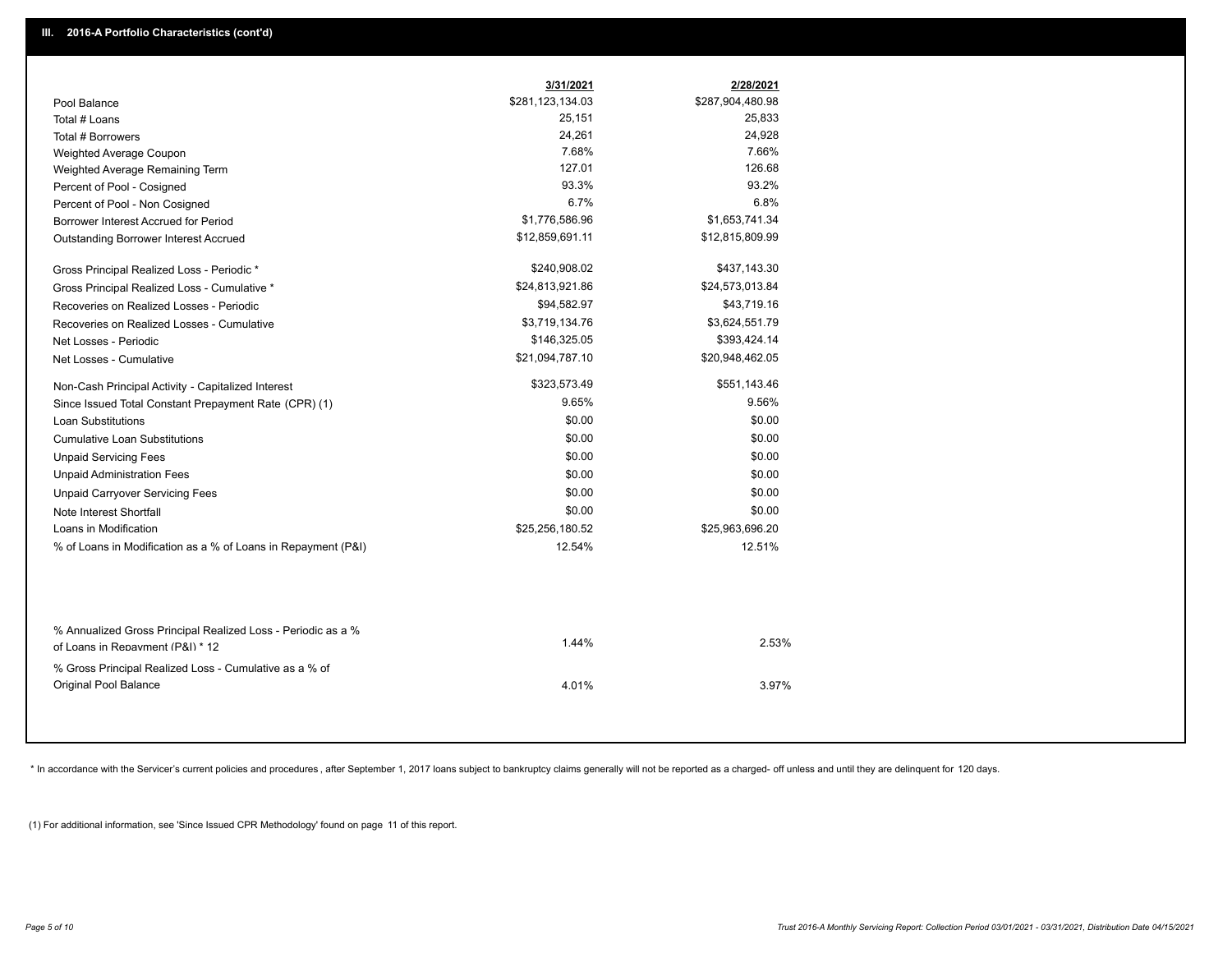## III. 2016-A Portfolio Characteristics (cont'd)

| | 3/31/2021 | 2/28/2021 |
|---|---|---|
| Pool Balance | $281,123,134.03 | $287,904,480.98 |
| Total # Loans | 25,151 | 25,833 |
| Total # Borrowers | 24,261 | 24,928 |
| Weighted Average Coupon | 7.68% | 7.66% |
| Weighted Average Remaining Term | 127.01 | 126.68 |
| Percent of Pool - Cosigned | 93.3% | 93.2% |
| Percent of Pool - Non Cosigned | 6.7% | 6.8% |
| Borrower Interest Accrued for Period | $1,776,586.96 | $1,653,741.34 |
| Outstanding Borrower Interest Accrued | $12,859,691.11 | $12,815,809.99 |
| Gross Principal Realized Loss - Periodic * | $240,908.02 | $437,143.30 |
| Gross Principal Realized Loss - Cumulative * | $24,813,921.86 | $24,573,013.84 |
| Recoveries on Realized Losses - Periodic | $94,582.97 | $43,719.16 |
| Recoveries on Realized Losses - Cumulative | $3,719,134.76 | $3,624,551.79 |
| Net Losses - Periodic | $146,325.05 | $393,424.14 |
| Net Losses - Cumulative | $21,094,787.10 | $20,948,462.05 |
| Non-Cash Principal Activity - Capitalized Interest | $323,573.49 | $551,143.46 |
| Since Issued Total Constant Prepayment Rate (CPR) (1) | 9.65% | 9.56% |
| Loan Substitutions | $0.00 | $0.00 |
| Cumulative Loan Substitutions | $0.00 | $0.00 |
| Unpaid Servicing Fees | $0.00 | $0.00 |
| Unpaid Administration Fees | $0.00 | $0.00 |
| Unpaid Carryover Servicing Fees | $0.00 | $0.00 |
| Note Interest Shortfall | $0.00 | $0.00 |
| Loans in Modification | $25,256,180.52 | $25,963,696.20 |
| % of Loans in Modification as a % of Loans in Repayment (P&I) | 12.54% | 12.51% |
| % Annualized Gross Principal Realized Loss - Periodic as a % of Loans in Repayment (P&I) * 12 | 1.44% | 2.53% |
| % Gross Principal Realized Loss - Cumulative as a % of Original Pool Balance | 4.01% | 3.97% |

* In accordance with the Servicer's current policies and procedures , after September 1, 2017 loans subject to bankruptcy claims generally will not be reported as a charged- off unless and until they are delinquent for 120 days.

(1) For additional information, see 'Since Issued CPR Methodology' found on page 11 of this report.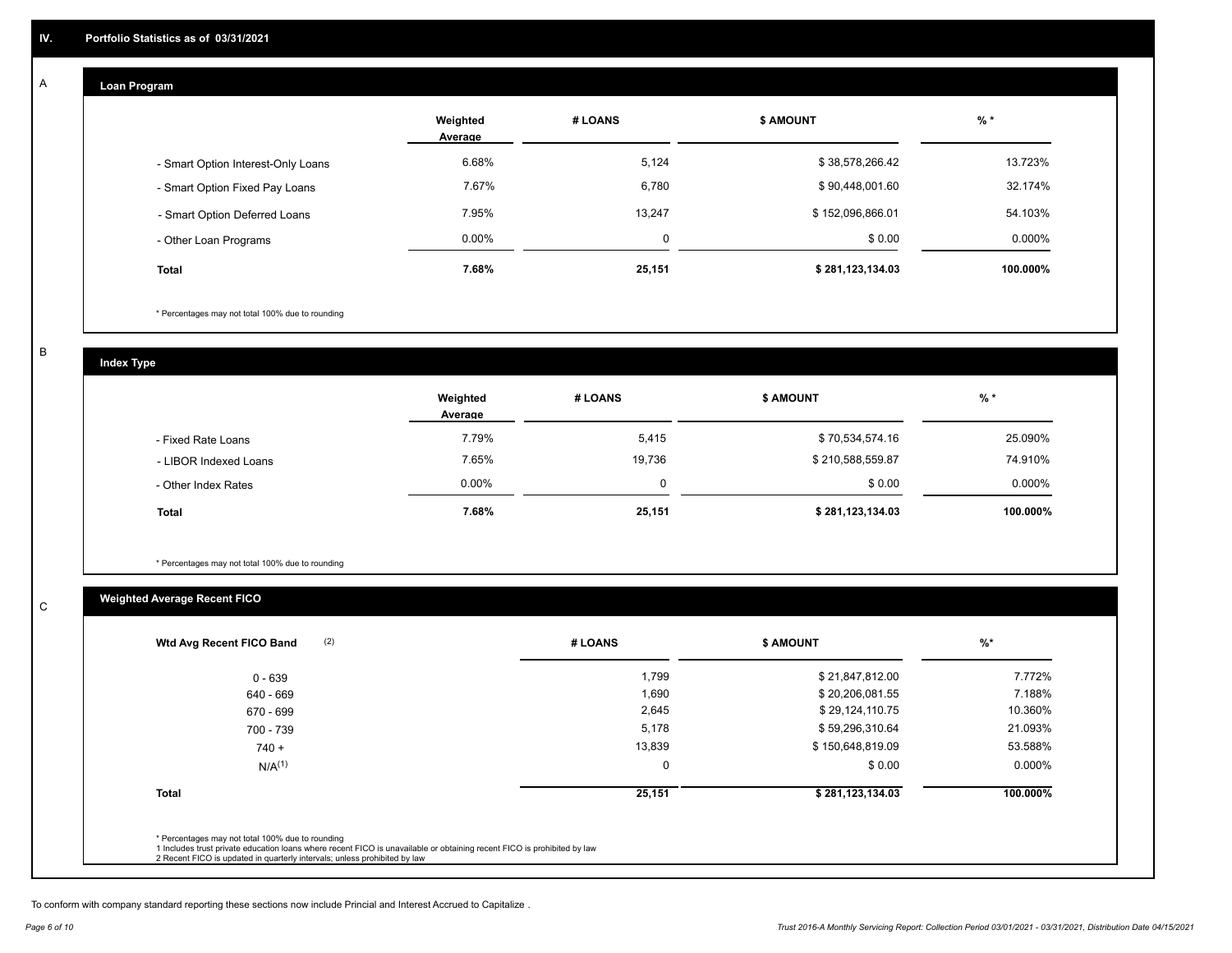## IV. Portfolio Statistics as of 03/31/2021

### A — Loan Program

| | Weighted Average | # LOANS | $ AMOUNT | % * |
|---|---|---|---|---|
| - Smart Option Interest-Only Loans | 6.68% | 5,124 | $ 38,578,266.42 | 13.723% |
| - Smart Option Fixed Pay Loans | 7.67% | 6,780 | $ 90,448,001.60 | 32.174% |
| - Smart Option Deferred Loans | 7.95% | 13,247 | $ 152,096,866.01 | 54.103% |
| - Other Loan Programs | 0.00% | 0 | $ 0.00 | 0.000% |
| **Total** | **7.68%** | **25,151** | **$ 281,123,134.03** | **100.000%** |

* Percentages may not total 100% due to rounding

### B — Index Type

| | Weighted Average | # LOANS | $ AMOUNT | % * |
|---|---|---|---|---|
| - Fixed Rate Loans | 7.79% | 5,415 | $ 70,534,574.16 | 25.090% |
| - LIBOR Indexed Loans | 7.65% | 19,736 | $ 210,588,559.87 | 74.910% |
| - Other Index Rates | 0.00% | 0 | $ 0.00 | 0.000% |
| **Total** | **7.68%** | **25,151** | **$ 281,123,134.03** | **100.000%** |

* Percentages may not total 100% due to rounding

### C — Weighted Average Recent FICO

| Wtd Avg Recent FICO Band (2) | # LOANS | $ AMOUNT | %* |
|---|---|---|---|
| 0 - 639 | 1,799 | $ 21,847,812.00 | 7.772% |
| 640 - 669 | 1,690 | $ 20,206,081.55 | 7.188% |
| 670 - 699 | 2,645 | $ 29,124,110.75 | 10.360% |
| 700 - 739 | 5,178 | $ 59,296,310.64 | 21.093% |
| 740 + | 13,839 | $ 150,648,819.09 | 53.588% |
| N/A(1) | 0 | $ 0.00 | 0.000% |
| **Total** | **25,151** | **$ 281,123,134.03** | **100.000%** |

* Percentages may not total 100% due to rounding
1 Includes trust private education loans where recent FICO is unavailable or obtaining recent FICO is prohibited by law
2 Recent FICO is updated in quarterly intervals; unless prohibited by law

To conform with company standard reporting these sections now include Princial and Interest Accrued to Capitalize .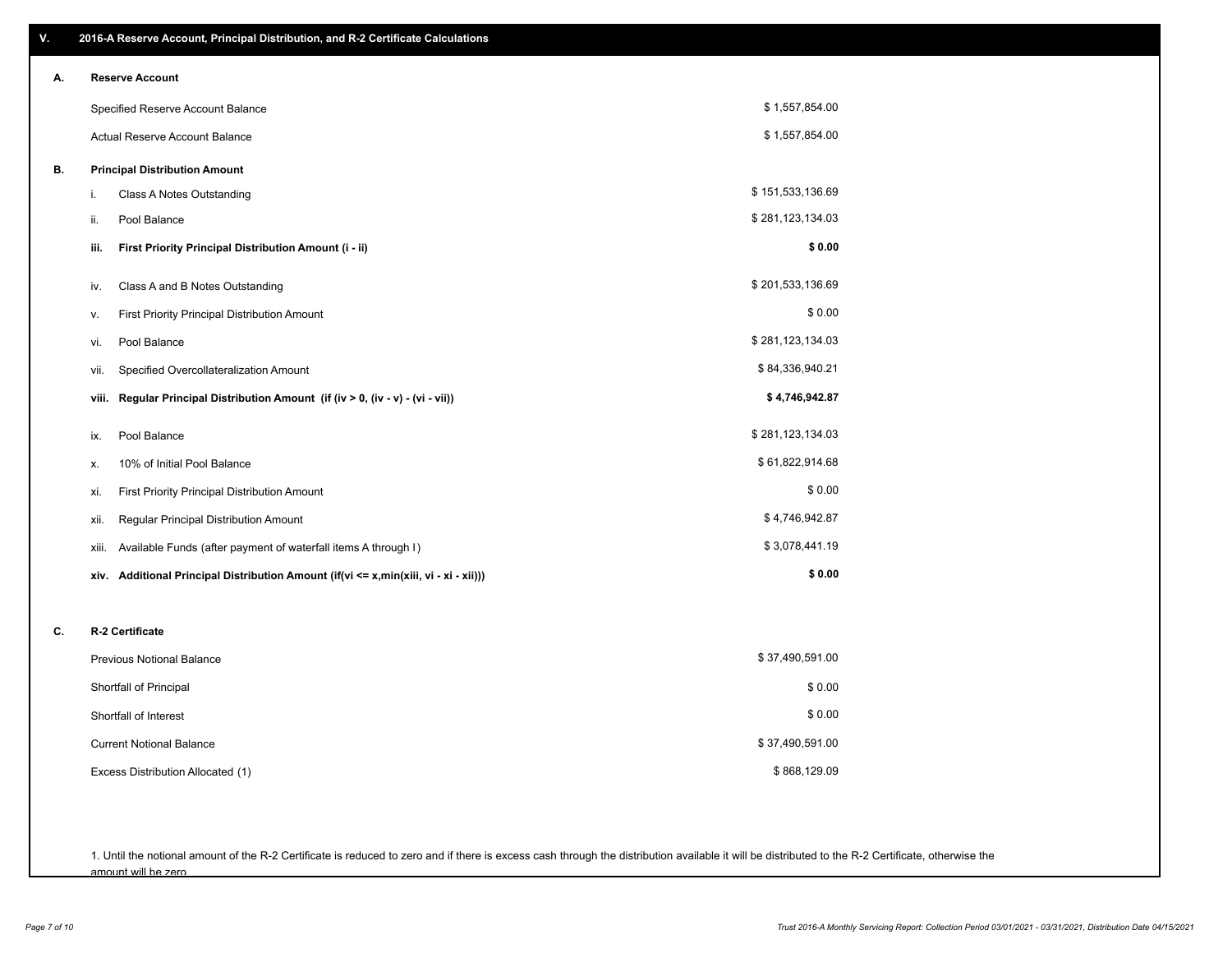## V. 2016-A Reserve Account, Principal Distribution, and R-2 Certificate Calculations

### A. Reserve Account

| | |
|---|---|
| Specified Reserve Account Balance | $ 1,557,854.00 |
| Actual Reserve Account Balance | $ 1,557,854.00 |

### B. Principal Distribution Amount

| | | |
|---|---|---|
| i. | Class A Notes Outstanding | $ 151,533,136.69 |
| ii. | Pool Balance | $ 281,123,134.03 |
| **iii.** | **First Priority Principal Distribution Amount (i - ii)** | **$ 0.00** |
| iv. | Class A and B Notes Outstanding | $ 201,533,136.69 |
| v. | First Priority Principal Distribution Amount | $ 0.00 |
| vi. | Pool Balance | $ 281,123,134.03 |
| vii. | Specified Overcollateralization Amount | $ 84,336,940.21 |
| **viii.** | **Regular Principal Distribution Amount (if (iv > 0, (iv - v) - (vi - vii))** | **$ 4,746,942.87** |
| ix. | Pool Balance | $ 281,123,134.03 |
| x. | 10% of Initial Pool Balance | $ 61,822,914.68 |
| xi. | First Priority Principal Distribution Amount | $ 0.00 |
| xii. | Regular Principal Distribution Amount | $ 4,746,942.87 |
| xiii. | Available Funds (after payment of waterfall items A through I) | $ 3,078,441.19 |
| **xiv.** | **Additional Principal Distribution Amount (if(vi <= x,min(xiii, vi - xi - xii)))** | **$ 0.00** |

### C. R-2 Certificate

| | |
|---|---|
| Previous Notional Balance | $ 37,490,591.00 |
| Shortfall of Principal | $ 0.00 |
| Shortfall of Interest | $ 0.00 |
| Current Notional Balance | $ 37,490,591.00 |
| Excess Distribution Allocated (1) | $ 868,129.09 |

1. Until the notional amount of the R-2 Certificate is reduced to zero and if there is excess cash through the distribution available it will be distributed to the R-2 Certificate, otherwise the amount will be zero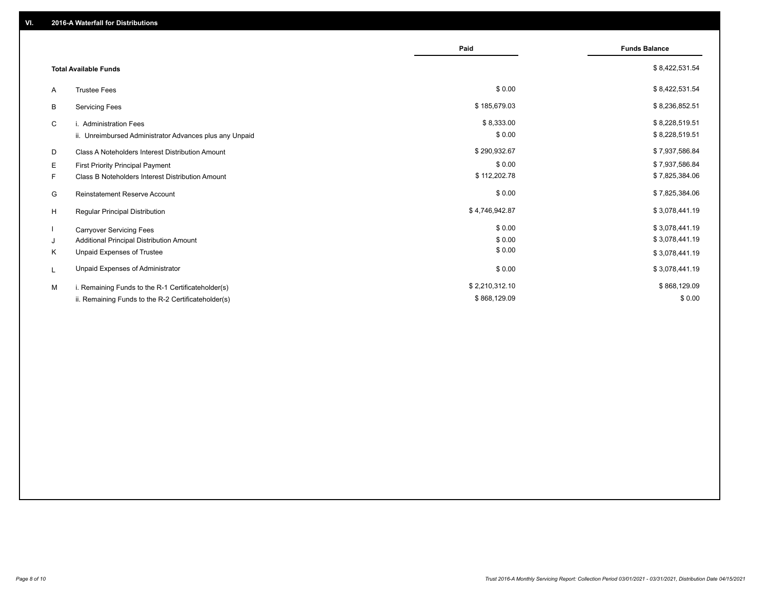## VI. 2016-A Waterfall for Distributions

| | | Paid | Funds Balance |
|---|---|---|---|
| | **Total Available Funds** | | $ 8,422,531.54 |
| A | Trustee Fees | $ 0.00 | $ 8,422,531.54 |
| B | Servicing Fees | $ 185,679.03 | $ 8,236,852.51 |
| C | i. Administration Fees | $ 8,333.00 | $ 8,228,519.51 |
| | ii. Unreimbursed Administrator Advances plus any Unpaid | $ 0.00 | $ 8,228,519.51 |
| D | Class A Noteholders Interest Distribution Amount | $ 290,932.67 | $ 7,937,586.84 |
| E | First Priority Principal Payment | $ 0.00 | $ 7,937,586.84 |
| F | Class B Noteholders Interest Distribution Amount | $ 112,202.78 | $ 7,825,384.06 |
| G | Reinstatement Reserve Account | $ 0.00 | $ 7,825,384.06 |
| H | Regular Principal Distribution | $ 4,746,942.87 | $ 3,078,441.19 |
| I | Carryover Servicing Fees | $ 0.00 | $ 3,078,441.19 |
| J | Additional Principal Distribution Amount | $ 0.00 | $ 3,078,441.19 |
| K | Unpaid Expenses of Trustee | $ 0.00 | $ 3,078,441.19 |
| L | Unpaid Expenses of Administrator | $ 0.00 | $ 3,078,441.19 |
| M | i. Remaining Funds to the R-1 Certificateholder(s) | $ 2,210,312.10 | $ 868,129.09 |
| | ii. Remaining Funds to the R-2 Certificateholder(s) | $ 868,129.09 | $ 0.00 |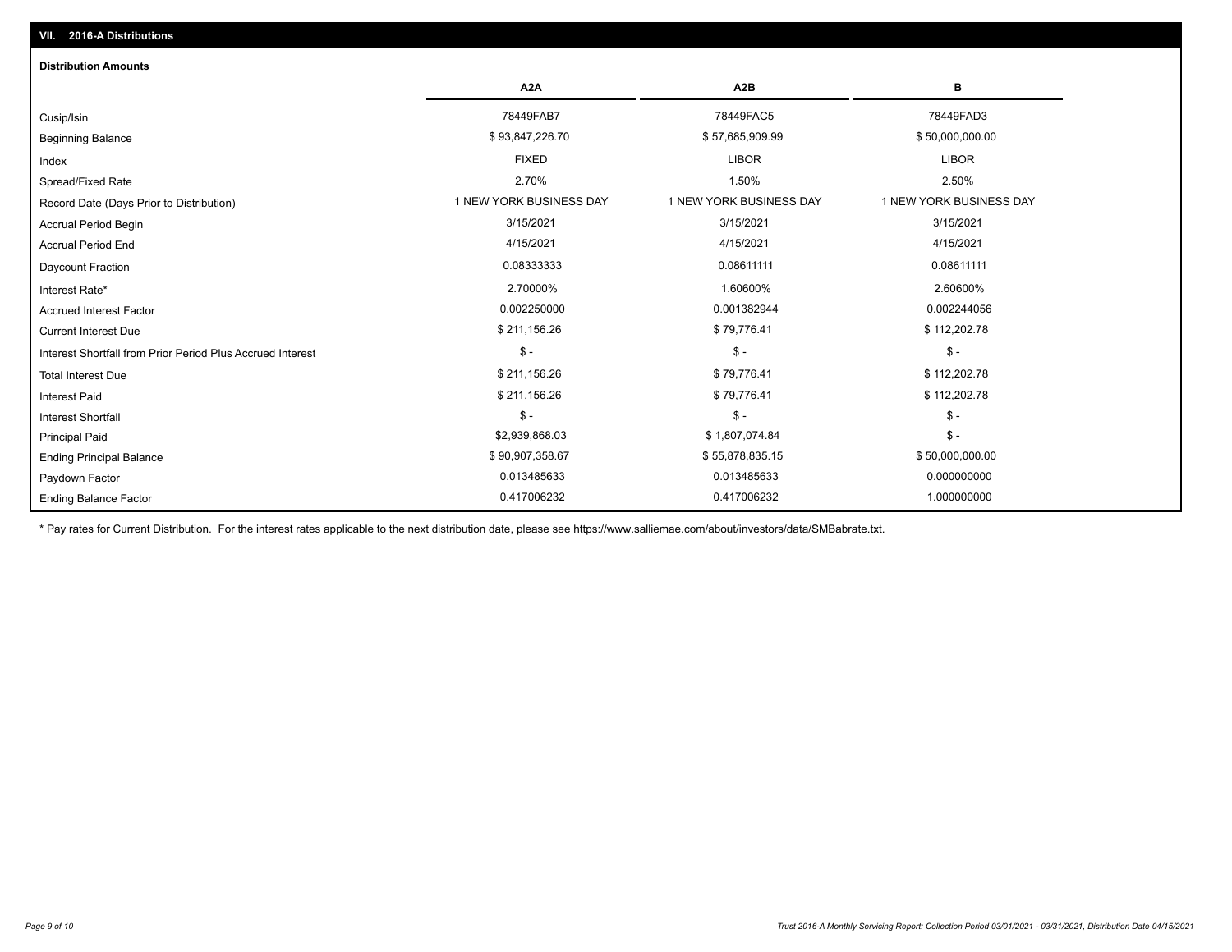## VII. 2016-A Distributions

### Distribution Amounts

| | A2A | A2B | B |
|---|---|---|---|
| Cusip/Isin | 78449FAB7 | 78449FAC5 | 78449FAD3 |
| Beginning Balance | $ 93,847,226.70 | $ 57,685,909.99 | $ 50,000,000.00 |
| Index | FIXED | LIBOR | LIBOR |
| Spread/Fixed Rate | 2.70% | 1.50% | 2.50% |
| Record Date (Days Prior to Distribution) | 1 NEW YORK BUSINESS DAY | 1 NEW YORK BUSINESS DAY | 1 NEW YORK BUSINESS DAY |
| Accrual Period Begin | 3/15/2021 | 3/15/2021 | 3/15/2021 |
| Accrual Period End | 4/15/2021 | 4/15/2021 | 4/15/2021 |
| Daycount Fraction | 0.08333333 | 0.08611111 | 0.08611111 |
| Interest Rate* | 2.70000% | 1.60600% | 2.60600% |
| Accrued Interest Factor | 0.002250000 | 0.001382944 | 0.002244056 |
| Current Interest Due | $ 211,156.26 | $ 79,776.41 | $ 112,202.78 |
| Interest Shortfall from Prior Period Plus Accrued Interest | $ - | $ - | $ - |
| Total Interest Due | $ 211,156.26 | $ 79,776.41 | $ 112,202.78 |
| Interest Paid | $ 211,156.26 | $ 79,776.41 | $ 112,202.78 |
| Interest Shortfall | $ - | $ - | $ - |
| Principal Paid | $2,939,868.03 | $ 1,807,074.84 | $ - |
| Ending Principal Balance | $ 90,907,358.67 | $ 55,878,835.15 | $ 50,000,000.00 |
| Paydown Factor | 0.013485633 | 0.013485633 | 0.000000000 |
| Ending Balance Factor | 0.417006232 | 0.417006232 | 1.000000000 |

* Pay rates for Current Distribution. For the interest rates applicable to the next distribution date, please see https://www.salliemae.com/about/investors/data/SMBabrate.txt.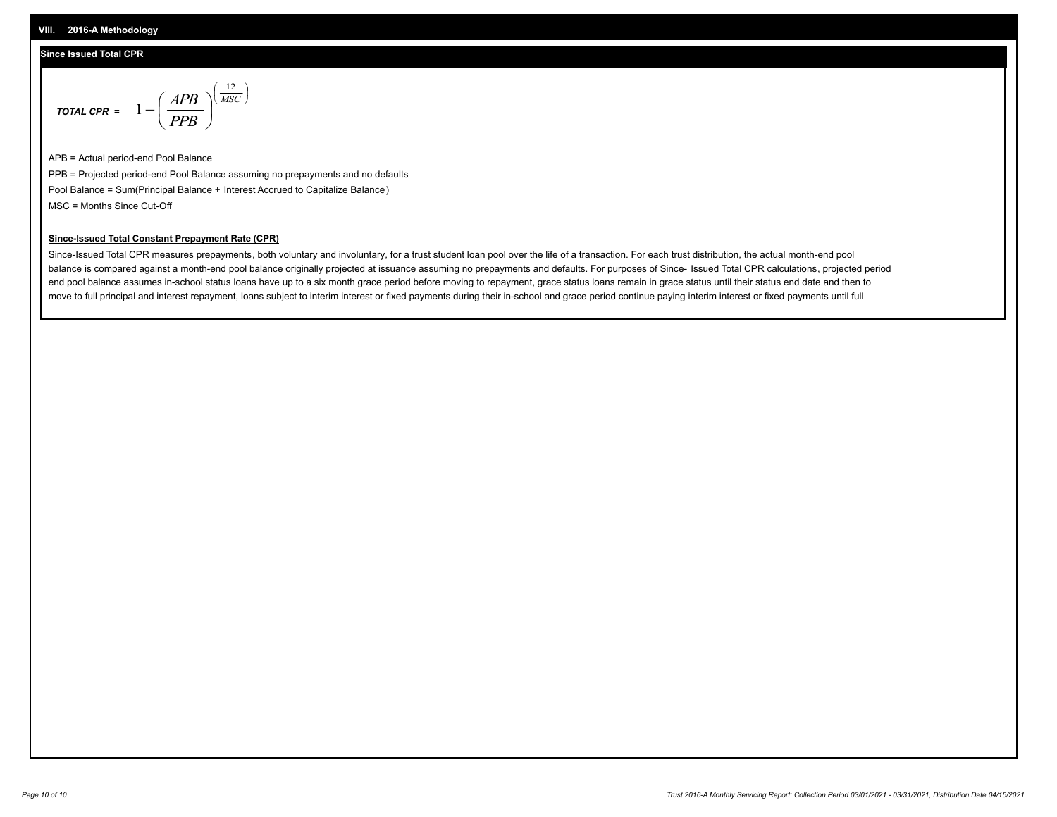## VIII. 2016-A Methodology

### Since Issued Total CPR

$$\textit{TOTAL CPR} = 1 - \left( \frac{APB}{PPB} \right)^{\left( \frac{12}{MSC} \right)}$$

APB = Actual period-end Pool Balance

PPB = Projected period-end Pool Balance assuming no prepayments and no defaults

Pool Balance = Sum(Principal Balance + Interest Accrued to Capitalize Balance)

MSC = Months Since Cut-Off

**<u>Since-Issued Total Constant Prepayment Rate (CPR)</u>**

Since-Issued Total CPR measures prepayments, both voluntary and involuntary, for a trust student loan pool over the life of a transaction. For each trust distribution, the actual month-end pool balance is compared against a month-end pool balance originally projected at issuance assuming no prepayments and defaults. For purposes of Since- Issued Total CPR calculations, projected period end pool balance assumes in-school status loans have up to a six month grace period before moving to repayment, grace status loans remain in grace status until their status end date and then to move to full principal and interest repayment, loans subject to interim interest or fixed payments during their in-school and grace period continue paying interim interest or fixed payments until full